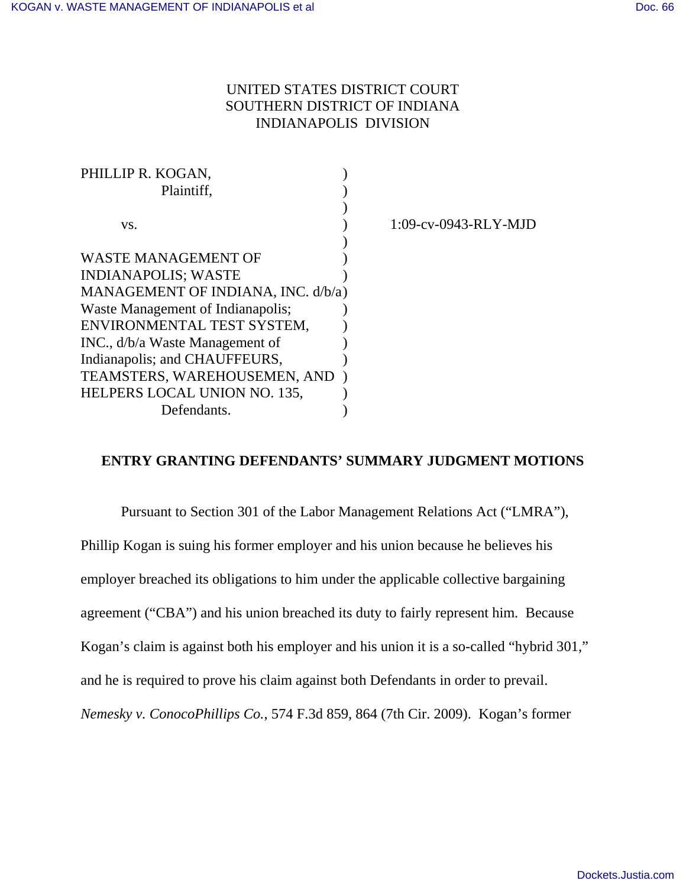UNITED STATES DISTRICT COURT
SOUTHERN DISTRICT OF INDIANA
INDIANAPOLIS DIVISION

| | | |
|---|---|---|
| PHILLIP R. KOGAN, Plaintiff, | ) | |
| vs. | ) | 1:09-cv-0943-RLY-MJD |
| WASTE MANAGEMENT OF INDIANAPOLIS; WASTE MANAGEMENT OF INDIANA, INC. d/b/a Waste Management of Indianapolis; ENVIRONMENTAL TEST SYSTEM, INC., d/b/a Waste Management of Indianapolis; and CHAUFFEURS, TEAMSTERS, WAREHOUSEMEN, AND HELPERS LOCAL UNION NO. 135, Defendants. | ) | |

**ENTRY GRANTING DEFENDANTS' SUMMARY JUDGMENT MOTIONS**

Pursuant to Section 301 of the Labor Management Relations Act ("LMRA"), Phillip Kogan is suing his former employer and his union because he believes his employer breached its obligations to him under the applicable collective bargaining agreement ("CBA") and his union breached its duty to fairly represent him. Because Kogan's claim is against both his employer and his union it is a so-called "hybrid 301," and he is required to prove his claim against both Defendants in order to prevail. *Nemesky v. ConocoPhillips Co.*, 574 F.3d 859, 864 (7th Cir. 2009). Kogan's former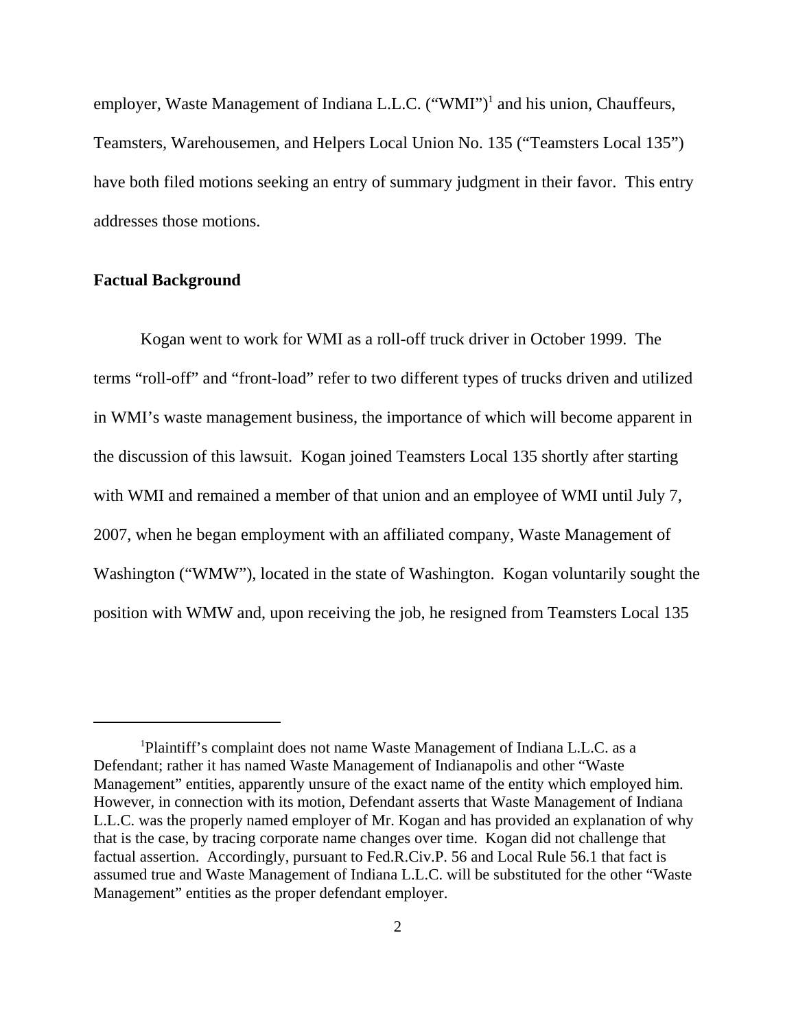employer, Waste Management of Indiana L.L.C. ("WMI")[1] and his union, Chauffeurs, Teamsters, Warehousemen, and Helpers Local Union No. 135 ("Teamsters Local 135") have both filed motions seeking an entry of summary judgment in their favor. This entry addresses those motions.

**Factual Background**

Kogan went to work for WMI as a roll-off truck driver in October 1999. The terms "roll-off" and "front-load" refer to two different types of trucks driven and utilized in WMI's waste management business, the importance of which will become apparent in the discussion of this lawsuit. Kogan joined Teamsters Local 135 shortly after starting with WMI and remained a member of that union and an employee of WMI until July 7, 2007, when he began employment with an affiliated company, Waste Management of Washington ("WMW"), located in the state of Washington. Kogan voluntarily sought the position with WMW and, upon receiving the job, he resigned from Teamsters Local 135

---

[1]Plaintiff's complaint does not name Waste Management of Indiana L.L.C. as a Defendant; rather it has named Waste Management of Indianapolis and other "Waste Management" entities, apparently unsure of the exact name of the entity which employed him. However, in connection with its motion, Defendant asserts that Waste Management of Indiana L.L.C. was the properly named employer of Mr. Kogan and has provided an explanation of why that is the case, by tracing corporate name changes over time. Kogan did not challenge that factual assertion. Accordingly, pursuant to Fed.R.Civ.P. 56 and Local Rule 56.1 that fact is assumed true and Waste Management of Indiana L.L.C. will be substituted for the other "Waste Management" entities as the proper defendant employer.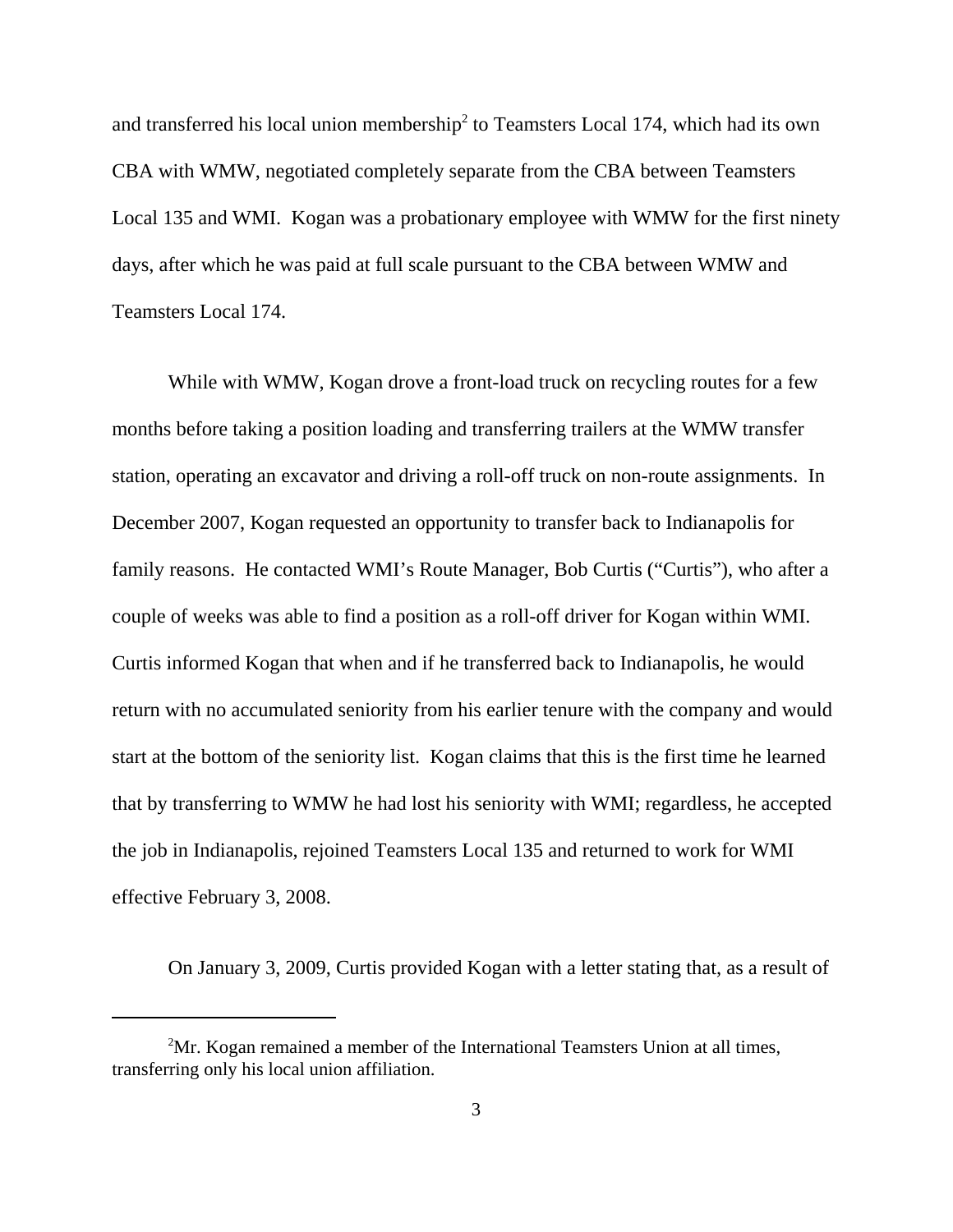and transferred his local union membership[2] to Teamsters Local 174, which had its own CBA with WMW, negotiated completely separate from the CBA between Teamsters Local 135 and WMI. Kogan was a probationary employee with WMW for the first ninety days, after which he was paid at full scale pursuant to the CBA between WMW and Teamsters Local 174.

While with WMW, Kogan drove a front-load truck on recycling routes for a few months before taking a position loading and transferring trailers at the WMW transfer station, operating an excavator and driving a roll-off truck on non-route assignments. In December 2007, Kogan requested an opportunity to transfer back to Indianapolis for family reasons. He contacted WMI's Route Manager, Bob Curtis ("Curtis"), who after a couple of weeks was able to find a position as a roll-off driver for Kogan within WMI. Curtis informed Kogan that when and if he transferred back to Indianapolis, he would return with no accumulated seniority from his earlier tenure with the company and would start at the bottom of the seniority list. Kogan claims that this is the first time he learned that by transferring to WMW he had lost his seniority with WMI; regardless, he accepted the job in Indianapolis, rejoined Teamsters Local 135 and returned to work for WMI effective February 3, 2008.

On January 3, 2009, Curtis provided Kogan with a letter stating that, as a result of

---

[2] Mr. Kogan remained a member of the International Teamsters Union at all times, transferring only his local union affiliation.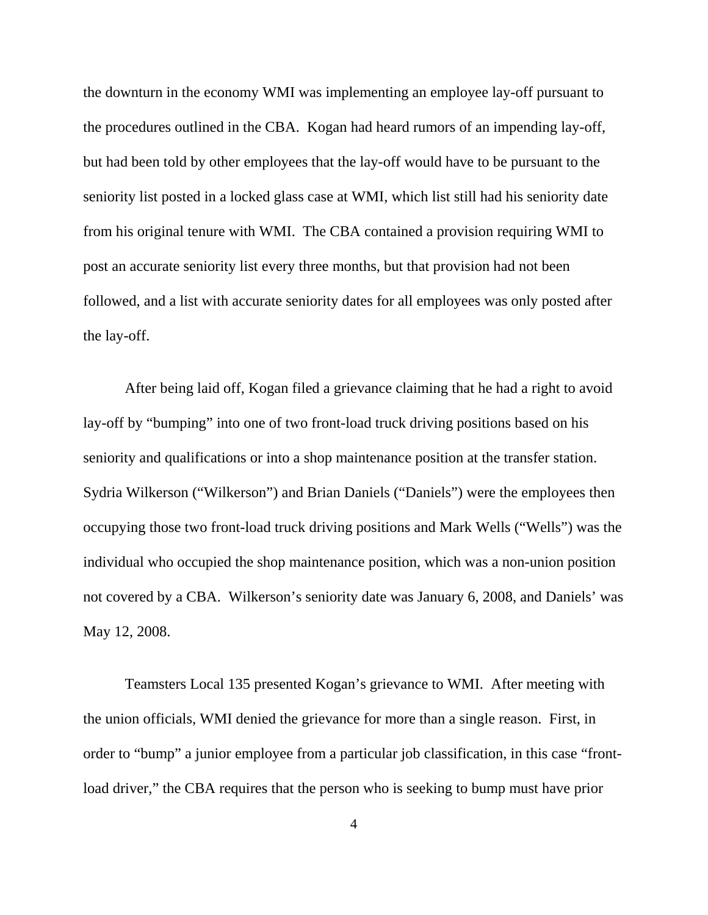the downturn in the economy WMI was implementing an employee lay-off pursuant to the procedures outlined in the CBA. Kogan had heard rumors of an impending lay-off, but had been told by other employees that the lay-off would have to be pursuant to the seniority list posted in a locked glass case at WMI, which list still had his seniority date from his original tenure with WMI. The CBA contained a provision requiring WMI to post an accurate seniority list every three months, but that provision had not been followed, and a list with accurate seniority dates for all employees was only posted after the lay-off.

After being laid off, Kogan filed a grievance claiming that he had a right to avoid lay-off by "bumping" into one of two front-load truck driving positions based on his seniority and qualifications or into a shop maintenance position at the transfer station. Sydria Wilkerson ("Wilkerson") and Brian Daniels ("Daniels") were the employees then occupying those two front-load truck driving positions and Mark Wells ("Wells") was the individual who occupied the shop maintenance position, which was a non-union position not covered by a CBA. Wilkerson's seniority date was January 6, 2008, and Daniels' was May 12, 2008.

Teamsters Local 135 presented Kogan's grievance to WMI. After meeting with the union officials, WMI denied the grievance for more than a single reason. First, in order to "bump" a junior employee from a particular job classification, in this case "front-load driver," the CBA requires that the person who is seeking to bump must have prior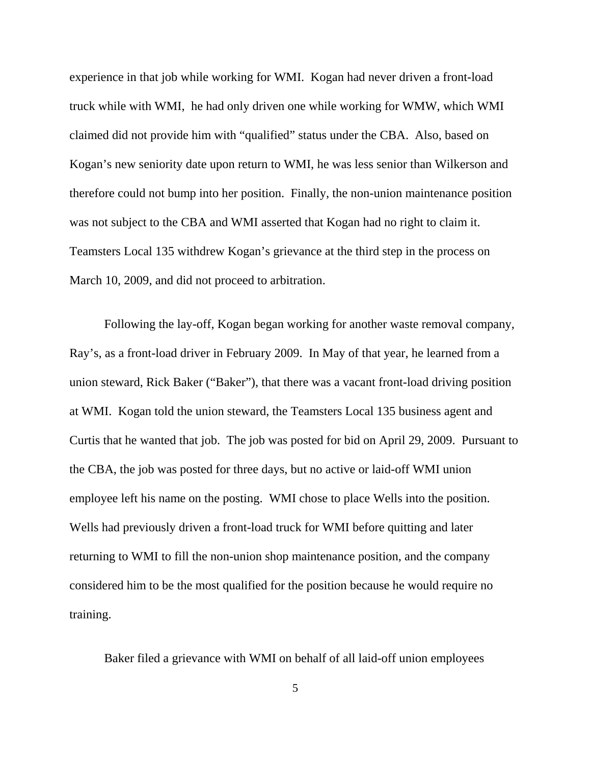experience in that job while working for WMI. Kogan had never driven a front-load truck while with WMI, he had only driven one while working for WMW, which WMI claimed did not provide him with "qualified" status under the CBA. Also, based on Kogan's new seniority date upon return to WMI, he was less senior than Wilkerson and therefore could not bump into her position. Finally, the non-union maintenance position was not subject to the CBA and WMI asserted that Kogan had no right to claim it. Teamsters Local 135 withdrew Kogan's grievance at the third step in the process on March 10, 2009, and did not proceed to arbitration.

Following the lay-off, Kogan began working for another waste removal company, Ray's, as a front-load driver in February 2009. In May of that year, he learned from a union steward, Rick Baker ("Baker"), that there was a vacant front-load driving position at WMI. Kogan told the union steward, the Teamsters Local 135 business agent and Curtis that he wanted that job. The job was posted for bid on April 29, 2009. Pursuant to the CBA, the job was posted for three days, but no active or laid-off WMI union employee left his name on the posting. WMI chose to place Wells into the position. Wells had previously driven a front-load truck for WMI before quitting and later returning to WMI to fill the non-union shop maintenance position, and the company considered him to be the most qualified for the position because he would require no training.

Baker filed a grievance with WMI on behalf of all laid-off union employees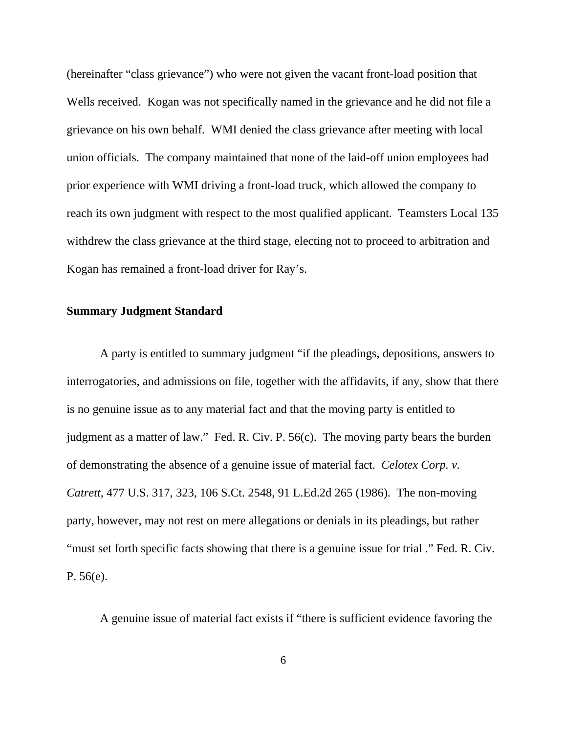(hereinafter "class grievance") who were not given the vacant front-load position that Wells received. Kogan was not specifically named in the grievance and he did not file a grievance on his own behalf. WMI denied the class grievance after meeting with local union officials. The company maintained that none of the laid-off union employees had prior experience with WMI driving a front-load truck, which allowed the company to reach its own judgment with respect to the most qualified applicant. Teamsters Local 135 withdrew the class grievance at the third stage, electing not to proceed to arbitration and Kogan has remained a front-load driver for Ray's.

**Summary Judgment Standard**

A party is entitled to summary judgment "if the pleadings, depositions, answers to interrogatories, and admissions on file, together with the affidavits, if any, show that there is no genuine issue as to any material fact and that the moving party is entitled to judgment as a matter of law." Fed. R. Civ. P. 56(c). The moving party bears the burden of demonstrating the absence of a genuine issue of material fact. *Celotex Corp. v. Catrett*, 477 U.S. 317, 323, 106 S.Ct. 2548, 91 L.Ed.2d 265 (1986). The non-moving party, however, may not rest on mere allegations or denials in its pleadings, but rather "must set forth specific facts showing that there is a genuine issue for trial ." Fed. R. Civ. P. 56(e).

A genuine issue of material fact exists if "there is sufficient evidence favoring the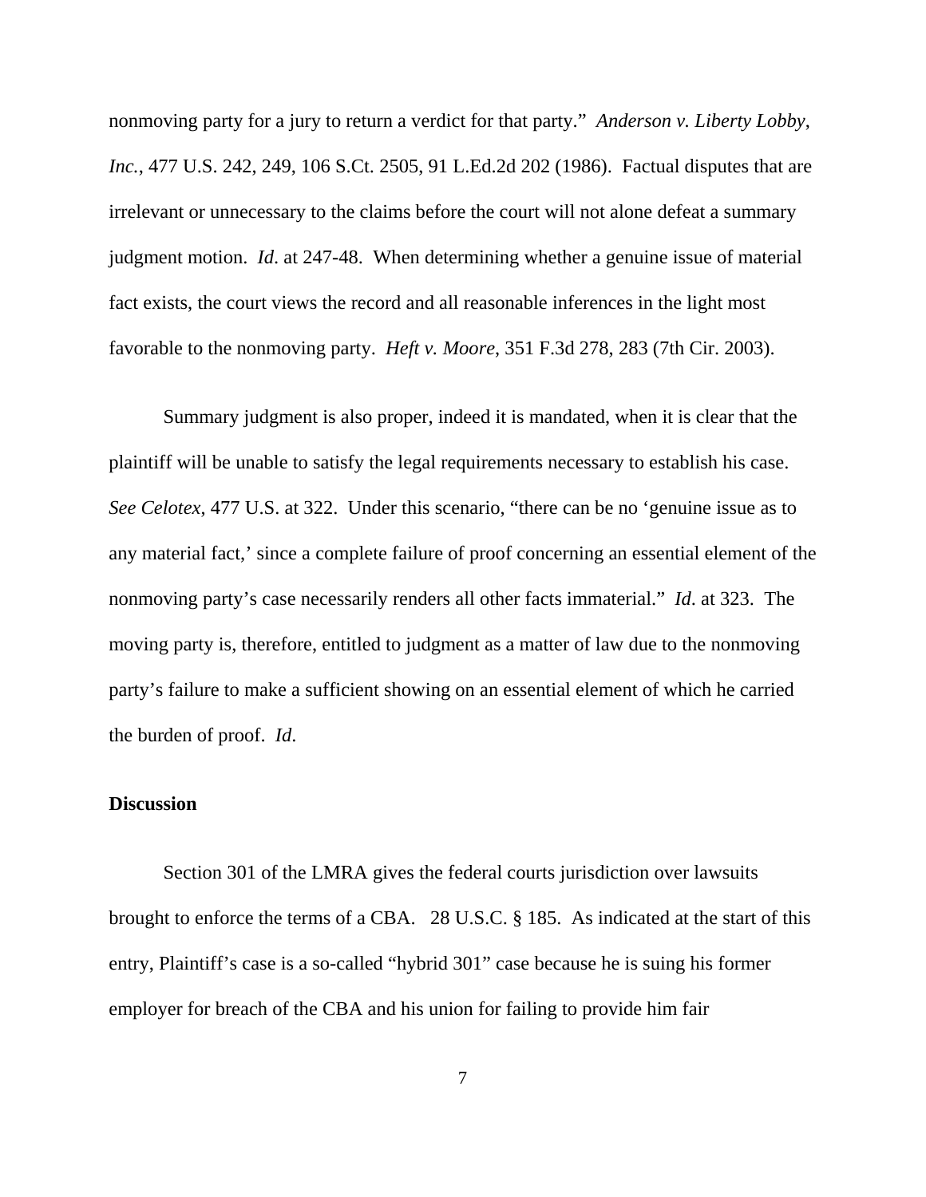nonmoving party for a jury to return a verdict for that party." *Anderson v. Liberty Lobby, Inc.*, 477 U.S. 242, 249, 106 S.Ct. 2505, 91 L.Ed.2d 202 (1986). Factual disputes that are irrelevant or unnecessary to the claims before the court will not alone defeat a summary judgment motion. *Id*. at 247-48. When determining whether a genuine issue of material fact exists, the court views the record and all reasonable inferences in the light most favorable to the nonmoving party. *Heft v. Moore*, 351 F.3d 278, 283 (7th Cir. 2003).

Summary judgment is also proper, indeed it is mandated, when it is clear that the plaintiff will be unable to satisfy the legal requirements necessary to establish his case. *See Celotex*, 477 U.S. at 322. Under this scenario, "there can be no 'genuine issue as to any material fact,' since a complete failure of proof concerning an essential element of the nonmoving party's case necessarily renders all other facts immaterial." *Id*. at 323. The moving party is, therefore, entitled to judgment as a matter of law due to the nonmoving party's failure to make a sufficient showing on an essential element of which he carried the burden of proof. *Id*.

**Discussion**

Section 301 of the LMRA gives the federal courts jurisdiction over lawsuits brought to enforce the terms of a CBA. 28 U.S.C. § 185. As indicated at the start of this entry, Plaintiff's case is a so-called "hybrid 301" case because he is suing his former employer for breach of the CBA and his union for failing to provide him fair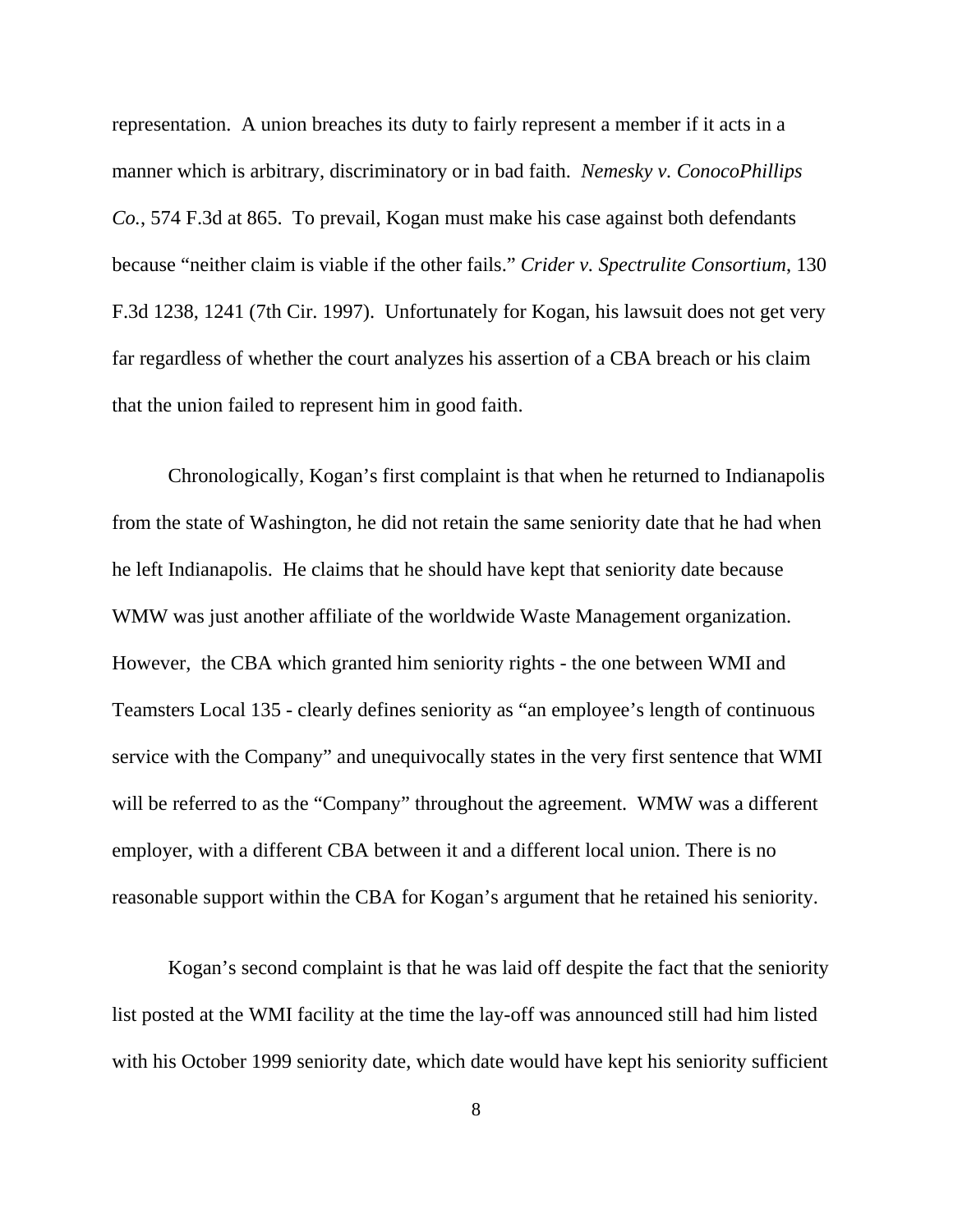representation. A union breaches its duty to fairly represent a member if it acts in a manner which is arbitrary, discriminatory or in bad faith. *Nemesky v. ConocoPhillips Co.*, 574 F.3d at 865. To prevail, Kogan must make his case against both defendants because "neither claim is viable if the other fails." *Crider v. Spectrulite Consortium*, 130 F.3d 1238, 1241 (7th Cir. 1997). Unfortunately for Kogan, his lawsuit does not get very far regardless of whether the court analyzes his assertion of a CBA breach or his claim that the union failed to represent him in good faith.

Chronologically, Kogan's first complaint is that when he returned to Indianapolis from the state of Washington, he did not retain the same seniority date that he had when he left Indianapolis. He claims that he should have kept that seniority date because WMW was just another affiliate of the worldwide Waste Management organization. However, the CBA which granted him seniority rights - the one between WMI and Teamsters Local 135 - clearly defines seniority as "an employee's length of continuous service with the Company" and unequivocally states in the very first sentence that WMI will be referred to as the "Company" throughout the agreement. WMW was a different employer, with a different CBA between it and a different local union. There is no reasonable support within the CBA for Kogan's argument that he retained his seniority.

Kogan's second complaint is that he was laid off despite the fact that the seniority list posted at the WMI facility at the time the lay-off was announced still had him listed with his October 1999 seniority date, which date would have kept his seniority sufficient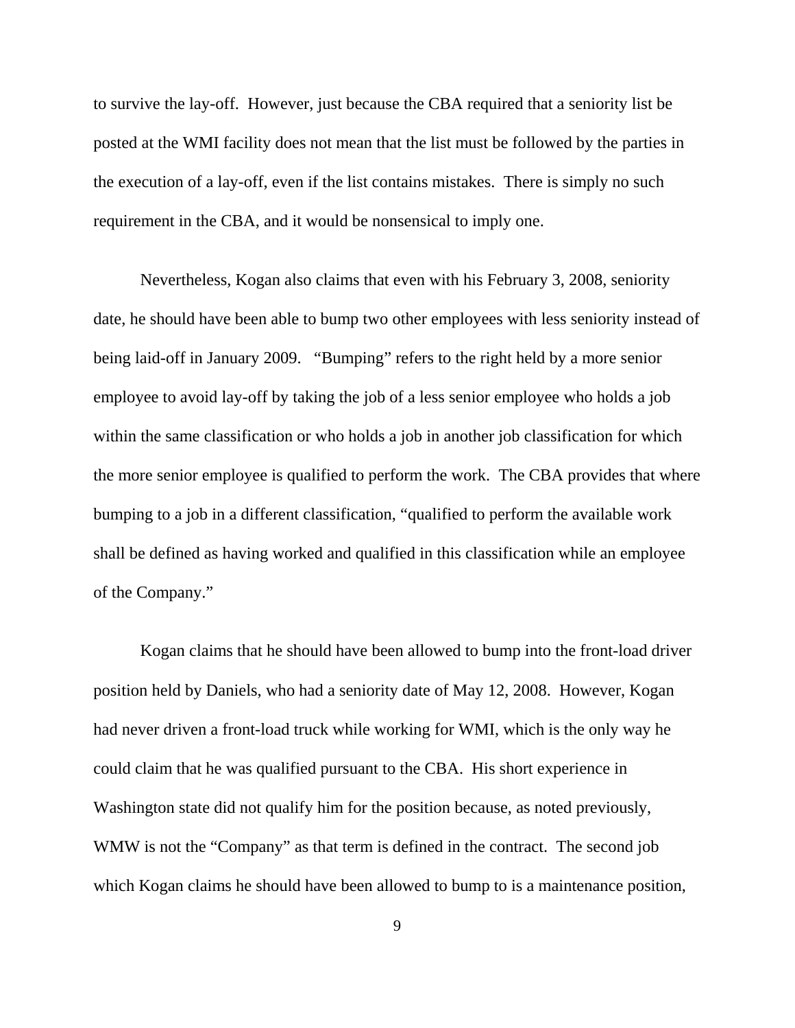to survive the lay-off. However, just because the CBA required that a seniority list be posted at the WMI facility does not mean that the list must be followed by the parties in the execution of a lay-off, even if the list contains mistakes. There is simply no such requirement in the CBA, and it would be nonsensical to imply one.

Nevertheless, Kogan also claims that even with his February 3, 2008, seniority date, he should have been able to bump two other employees with less seniority instead of being laid-off in January 2009. "Bumping" refers to the right held by a more senior employee to avoid lay-off by taking the job of a less senior employee who holds a job within the same classification or who holds a job in another job classification for which the more senior employee is qualified to perform the work. The CBA provides that where bumping to a job in a different classification, "qualified to perform the available work shall be defined as having worked and qualified in this classification while an employee of the Company."

Kogan claims that he should have been allowed to bump into the front-load driver position held by Daniels, who had a seniority date of May 12, 2008. However, Kogan had never driven a front-load truck while working for WMI, which is the only way he could claim that he was qualified pursuant to the CBA. His short experience in Washington state did not qualify him for the position because, as noted previously, WMW is not the "Company" as that term is defined in the contract. The second job which Kogan claims he should have been allowed to bump to is a maintenance position,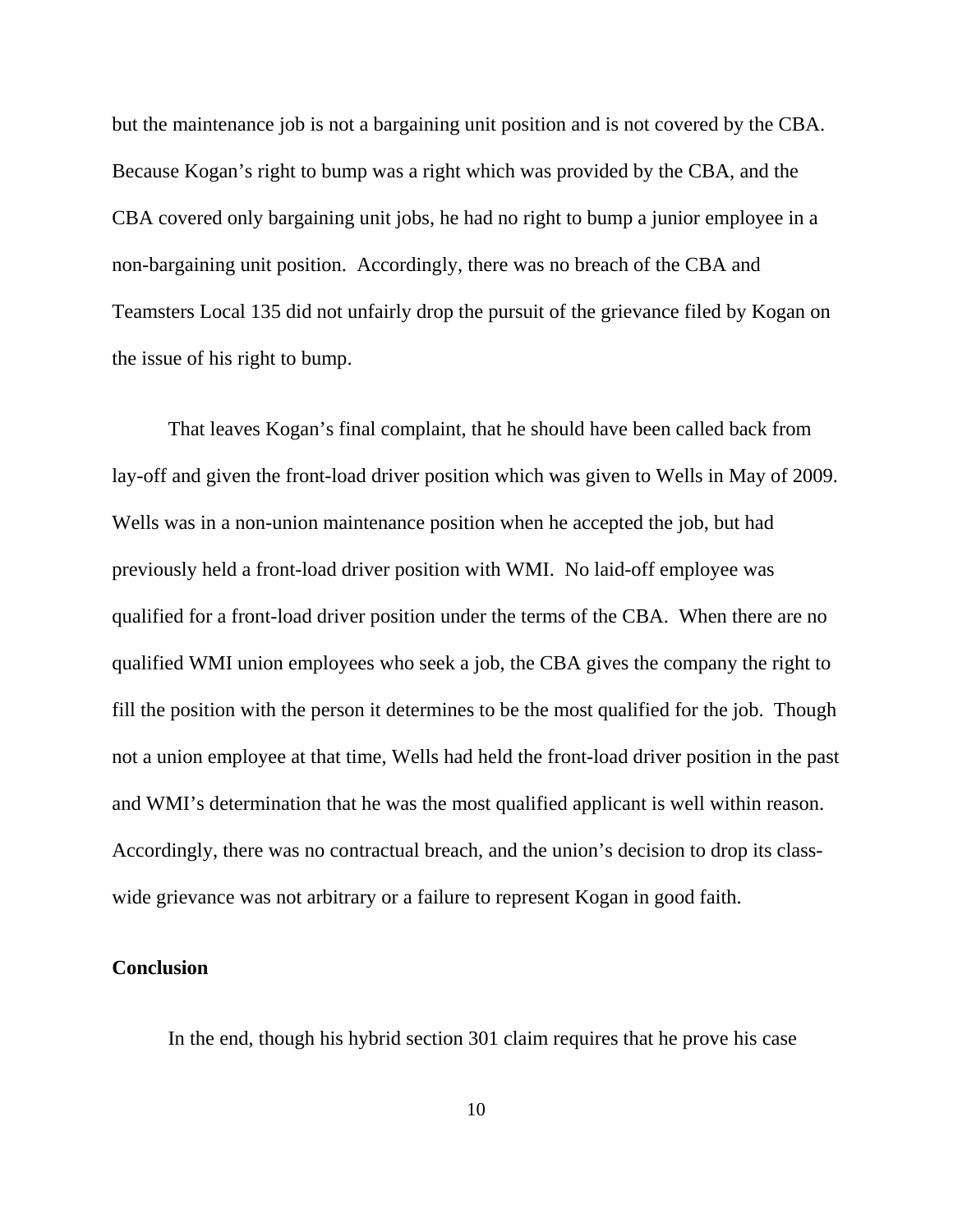but the maintenance job is not a bargaining unit position and is not covered by the CBA. Because Kogan's right to bump was a right which was provided by the CBA, and the CBA covered only bargaining unit jobs, he had no right to bump a junior employee in a non-bargaining unit position. Accordingly, there was no breach of the CBA and Teamsters Local 135 did not unfairly drop the pursuit of the grievance filed by Kogan on the issue of his right to bump.

That leaves Kogan's final complaint, that he should have been called back from lay-off and given the front-load driver position which was given to Wells in May of 2009. Wells was in a non-union maintenance position when he accepted the job, but had previously held a front-load driver position with WMI. No laid-off employee was qualified for a front-load driver position under the terms of the CBA. When there are no qualified WMI union employees who seek a job, the CBA gives the company the right to fill the position with the person it determines to be the most qualified for the job. Though not a union employee at that time, Wells had held the front-load driver position in the past and WMI's determination that he was the most qualified applicant is well within reason. Accordingly, there was no contractual breach, and the union's decision to drop its class-wide grievance was not arbitrary or a failure to represent Kogan in good faith.

**Conclusion**

In the end, though his hybrid section 301 claim requires that he prove his case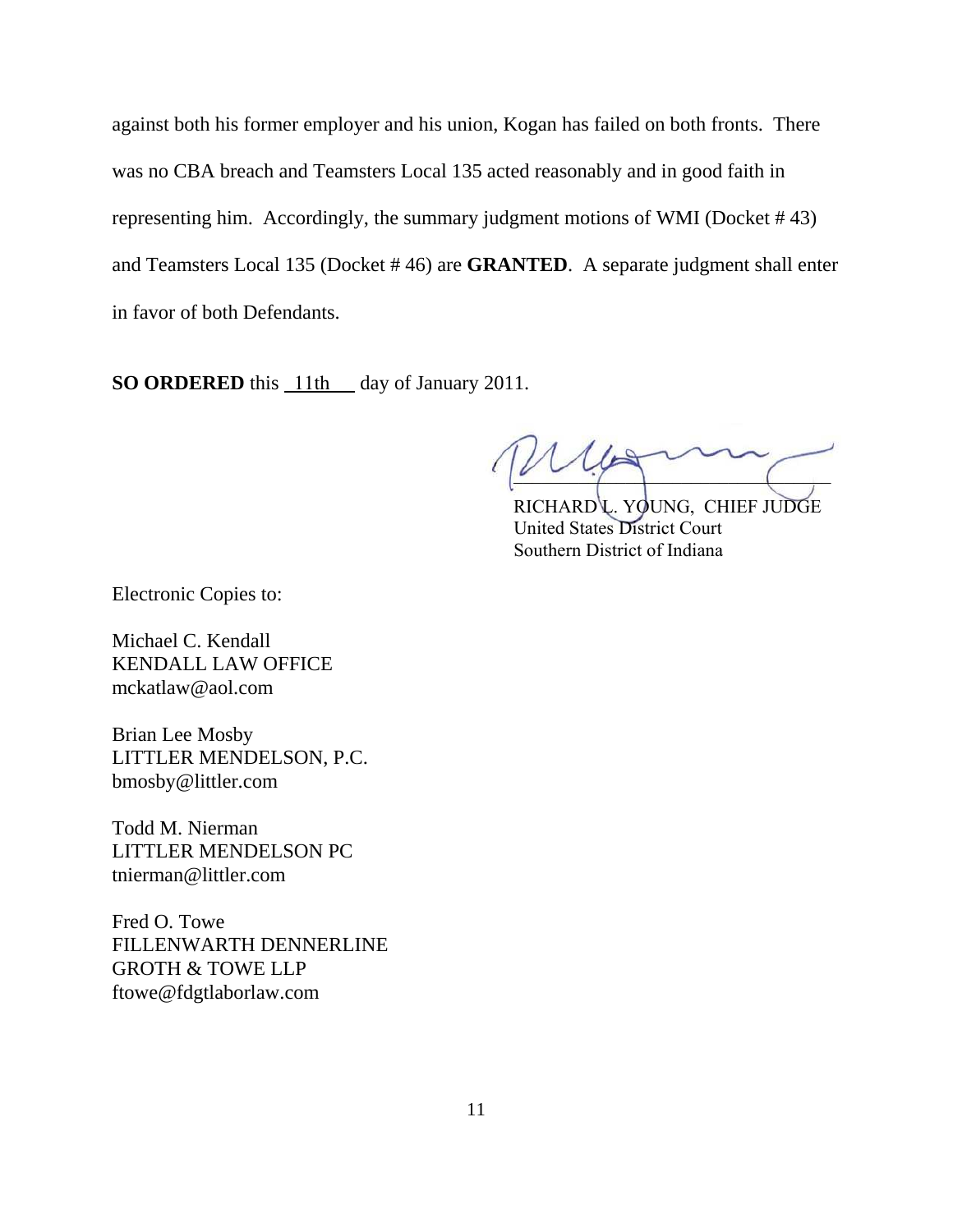against both his former employer and his union, Kogan has failed on both fronts. There was no CBA breach and Teamsters Local 135 acted reasonably and in good faith in representing him. Accordingly, the summary judgment motions of WMI (Docket # 43) and Teamsters Local 135 (Docket # 46) are **GRANTED**. A separate judgment shall enter in favor of both Defendants.

**SO ORDERED** this 11th day of January 2011.

RICHARD L. YOUNG, CHIEF JUDGE
United States District Court
Southern District of Indiana

Electronic Copies to:

Michael C. Kendall
KENDALL LAW OFFICE
mckatlaw@aol.com

Brian Lee Mosby
LITTLER MENDELSON, P.C.
bmosby@littler.com

Todd M. Nierman
LITTLER MENDELSON PC
tnierman@littler.com

Fred O. Towe
FILLENWARTH DENNERLINE
GROTH & TOWE LLP
ftowe@fdgtlaborlaw.com